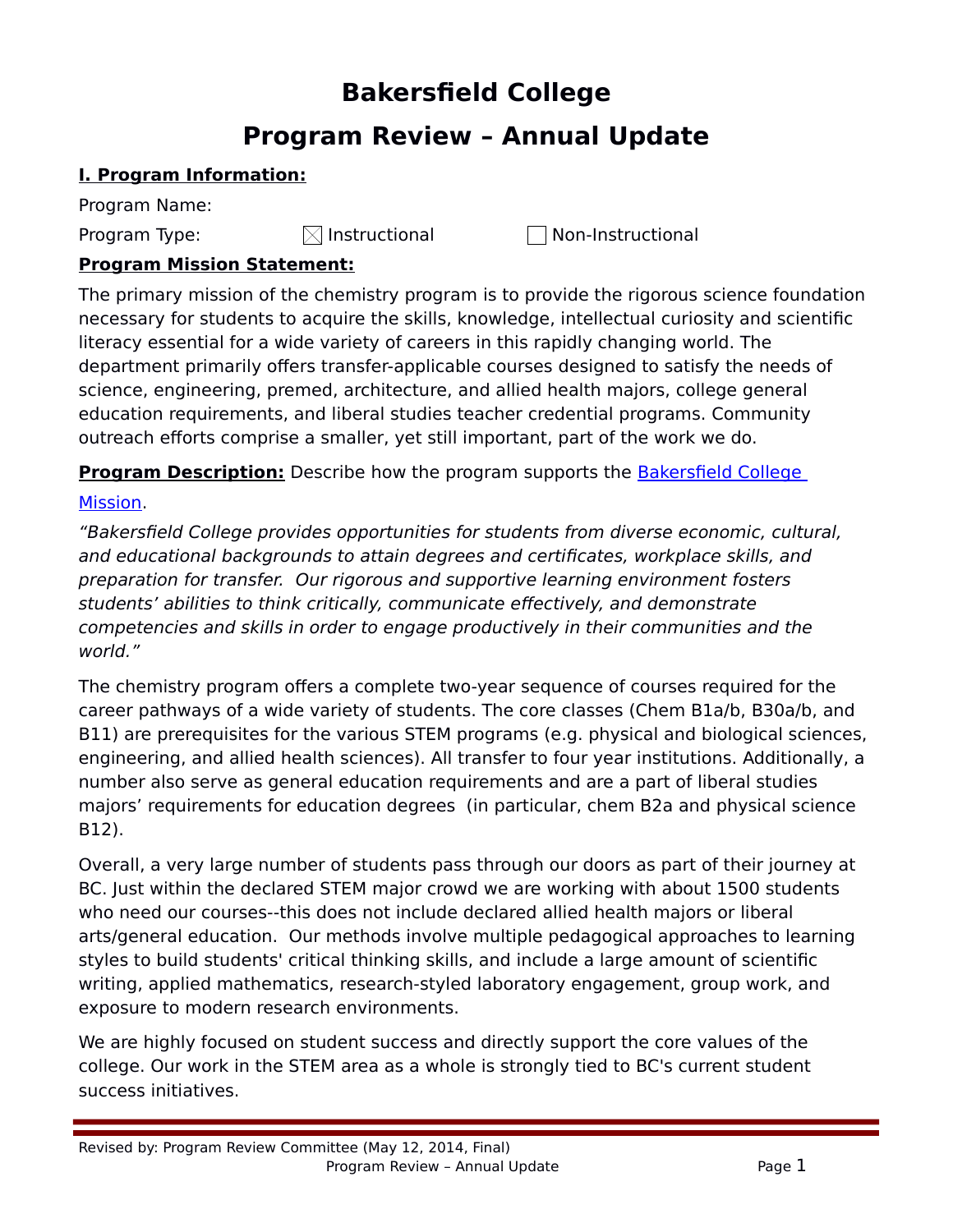# Bakersfield College

# Program Review – Annual Update

**I. Program Information:**

Program Name:

Program Type: ☒ Instructional ☐ Non-Instructional

**Program Mission Statement:**

The primary mission of the chemistry program is to provide the rigorous science foundation necessary for students to acquire the skills, knowledge, intellectual curiosity and scientific literacy essential for a wide variety of careers in this rapidly changing world. The department primarily offers transfer-applicable courses designed to satisfy the needs of science, engineering, premed, architecture, and allied health majors, college general education requirements, and liberal studies teacher credential programs. Community outreach efforts comprise a smaller, yet still important, part of the work we do.

**Program Description:** Describe how the program supports the Bakersfield College Mission.

*"Bakersfield College provides opportunities for students from diverse economic, cultural, and educational backgrounds to attain degrees and certificates, workplace skills, and preparation for transfer. Our rigorous and supportive learning environment fosters students' abilities to think critically, communicate effectively, and demonstrate competencies and skills in order to engage productively in their communities and the world."*

The chemistry program offers a complete two-year sequence of courses required for the career pathways of a wide variety of students. The core classes (Chem B1a/b, B30a/b, and B11) are prerequisites for the various STEM programs (e.g. physical and biological sciences, engineering, and allied health sciences). All transfer to four year institutions. Additionally, a number also serve as general education requirements and are a part of liberal studies majors' requirements for education degrees (in particular, chem B2a and physical science B12).

Overall, a very large number of students pass through our doors as part of their journey at BC. Just within the declared STEM major crowd we are working with about 1500 students who need our courses--this does not include declared allied health majors or liberal arts/general education. Our methods involve multiple pedagogical approaches to learning styles to build students' critical thinking skills, and include a large amount of scientific writing, applied mathematics, research-styled laboratory engagement, group work, and exposure to modern research environments.

We are highly focused on student success and directly support the core values of the college. Our work in the STEM area as a whole is strongly tied to BC's current student success initiatives.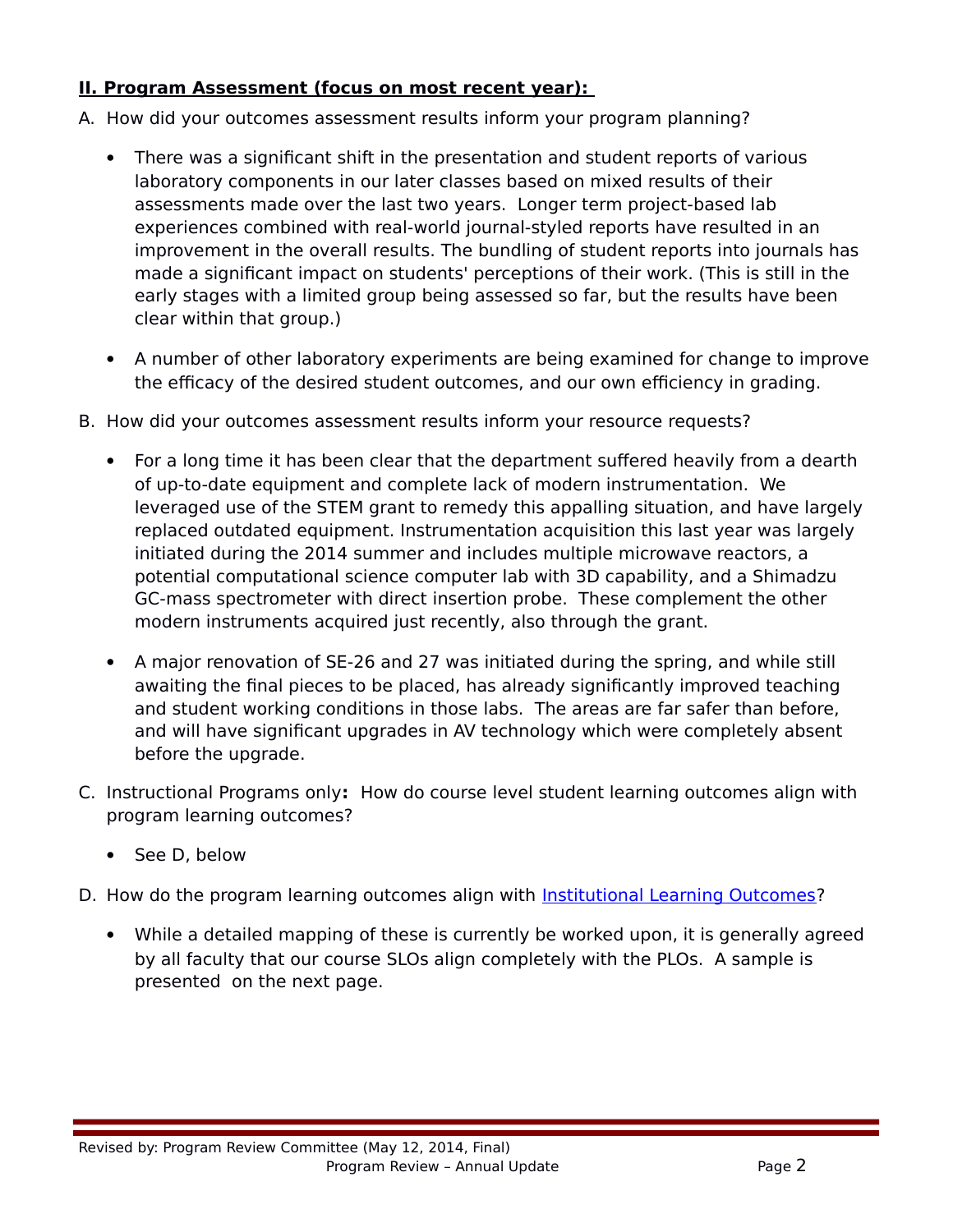## II. Program Assessment (focus on most recent year):

A. How did your outcomes assessment results inform your program planning?

- There was a significant shift in the presentation and student reports of various laboratory components in our later classes based on mixed results of their assessments made over the last two years. Longer term project-based lab experiences combined with real-world journal-styled reports have resulted in an improvement in the overall results. The bundling of student reports into journals has made a significant impact on students' perceptions of their work. (This is still in the early stages with a limited group being assessed so far, but the results have been clear within that group.)
- A number of other laboratory experiments are being examined for change to improve the efficacy of the desired student outcomes, and our own efficiency in grading.

B. How did your outcomes assessment results inform your resource requests?

- For a long time it has been clear that the department suffered heavily from a dearth of up-to-date equipment and complete lack of modern instrumentation. We leveraged use of the STEM grant to remedy this appalling situation, and have largely replaced outdated equipment. Instrumentation acquisition this last year was largely initiated during the 2014 summer and includes multiple microwave reactors, a potential computational science computer lab with 3D capability, and a Shimadzu GC-mass spectrometer with direct insertion probe. These complement the other modern instruments acquired just recently, also through the grant.
- A major renovation of SE-26 and 27 was initiated during the spring, and while still awaiting the final pieces to be placed, has already significantly improved teaching and student working conditions in those labs. The areas are far safer than before, and will have significant upgrades in AV technology which were completely absent before the upgrade.

C. Instructional Programs only**:** How do course level student learning outcomes align with program learning outcomes?

- See D, below

D. How do the program learning outcomes align with Institutional Learning Outcomes?

- While a detailed mapping of these is currently be worked upon, it is generally agreed by all faculty that our course SLOs align completely with the PLOs. A sample is presented on the next page.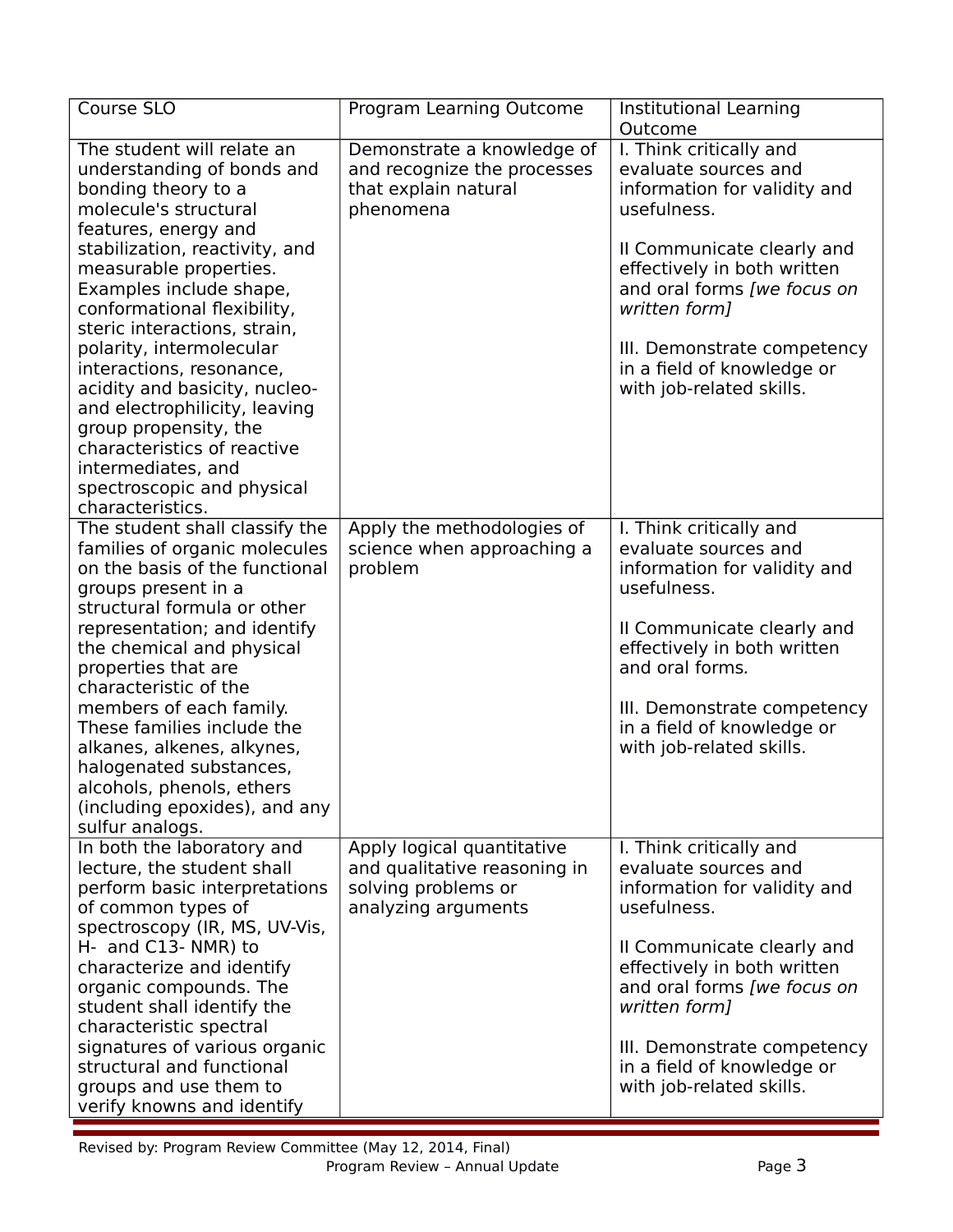| Course SLO | Program Learning Outcome | Institutional Learning Outcome |
|---|---|---|
| The student will relate an understanding of bonds and bonding theory to a molecule's structural features, energy and stabilization, reactivity, and measurable properties. Examples include shape, conformational flexibility, steric interactions, strain, polarity, intermolecular interactions, resonance, acidity and basicity, nucleo- and electrophilicity, leaving group propensity, the characteristics of reactive intermediates, and spectroscopic and physical characteristics. | Demonstrate a knowledge of and recognize the processes that explain natural phenomena | I. Think critically and evaluate sources and information for validity and usefulness.<br><br>II Communicate clearly and effectively in both written and oral forms *[we focus on written form]*<br><br>III. Demonstrate competency in a field of knowledge or with job-related skills. |
| The student shall classify the families of organic molecules on the basis of the functional groups present in a structural formula or other representation; and identify the chemical and physical properties that are characteristic of the members of each family. These families include the alkanes, alkenes, alkynes, halogenated substances, alcohols, phenols, ethers (including epoxides), and any sulfur analogs. | Apply the methodologies of science when approaching a problem | I. Think critically and evaluate sources and information for validity and usefulness.<br><br>II Communicate clearly and effectively in both written and oral forms.<br><br>III. Demonstrate competency in a field of knowledge or with job-related skills. |
| In both the laboratory and lecture, the student shall perform basic interpretations of common types of spectroscopy (IR, MS, UV-Vis, H- and C13- NMR) to characterize and identify organic compounds. The student shall identify the characteristic spectral signatures of various organic structural and functional groups and use them to verify knowns and identify | Apply logical quantitative and qualitative reasoning in solving problems or analyzing arguments | I. Think critically and evaluate sources and information for validity and usefulness.<br><br>II Communicate clearly and effectively in both written and oral forms *[we focus on written form]*<br><br>III. Demonstrate competency in a field of knowledge or with job-related skills. |

Revised by: Program Review Committee (May 12, 2014, Final)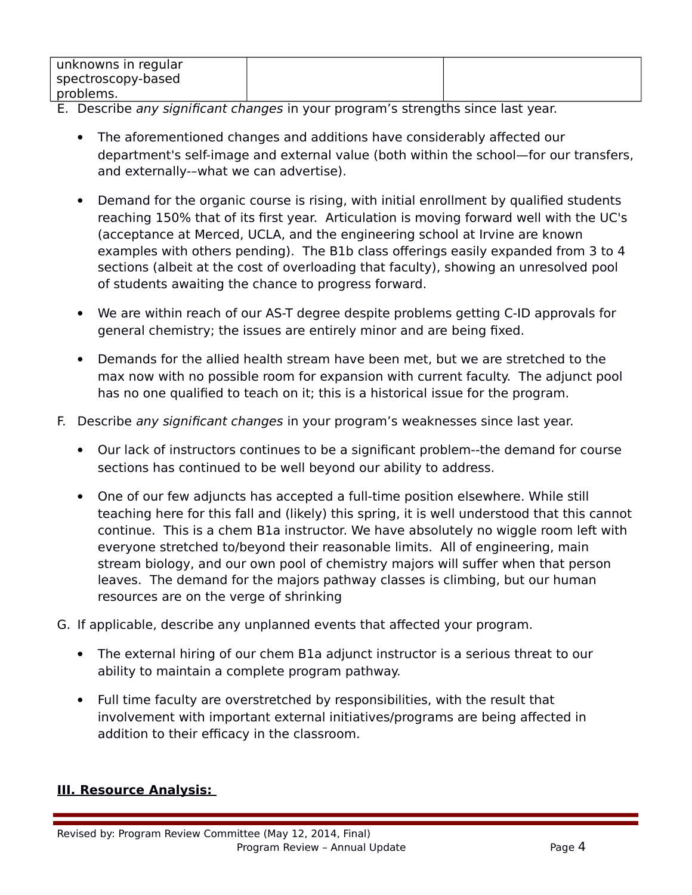| unknowns in regular spectroscopy-based problems. | | |
|---|---|---|

E. Describe *any significant changes* in your program's strengths since last year.

- The aforementioned changes and additions have considerably affected our department's self-image and external value (both within the school—for our transfers, and externally-–what we can advertise).

- Demand for the organic course is rising, with initial enrollment by qualified students reaching 150% that of its first year. Articulation is moving forward well with the UC's (acceptance at Merced, UCLA, and the engineering school at Irvine are known examples with others pending). The B1b class offerings easily expanded from 3 to 4 sections (albeit at the cost of overloading that faculty), showing an unresolved pool of students awaiting the chance to progress forward.

- We are within reach of our AS-T degree despite problems getting C-ID approvals for general chemistry; the issues are entirely minor and are being fixed.

- Demands for the allied health stream have been met, but we are stretched to the max now with no possible room for expansion with current faculty. The adjunct pool has no one qualified to teach on it; this is a historical issue for the program.

F. Describe *any significant changes* in your program's weaknesses since last year.

- Our lack of instructors continues to be a significant problem--the demand for course sections has continued to be well beyond our ability to address.

- One of our few adjuncts has accepted a full-time position elsewhere. While still teaching here for this fall and (likely) this spring, it is well understood that this cannot continue. This is a chem B1a instructor. We have absolutely no wiggle room left with everyone stretched to/beyond their reasonable limits. All of engineering, main stream biology, and our own pool of chemistry majors will suffer when that person leaves. The demand for the majors pathway classes is climbing, but our human resources are on the verge of shrinking

G. If applicable, describe any unplanned events that affected your program.

- The external hiring of our chem B1a adjunct instructor is a serious threat to our ability to maintain a complete program pathway.

- Full time faculty are overstretched by responsibilities, with the result that involvement with important external initiatives/programs are being affected in addition to their efficacy in the classroom.

## III. Resource Analysis: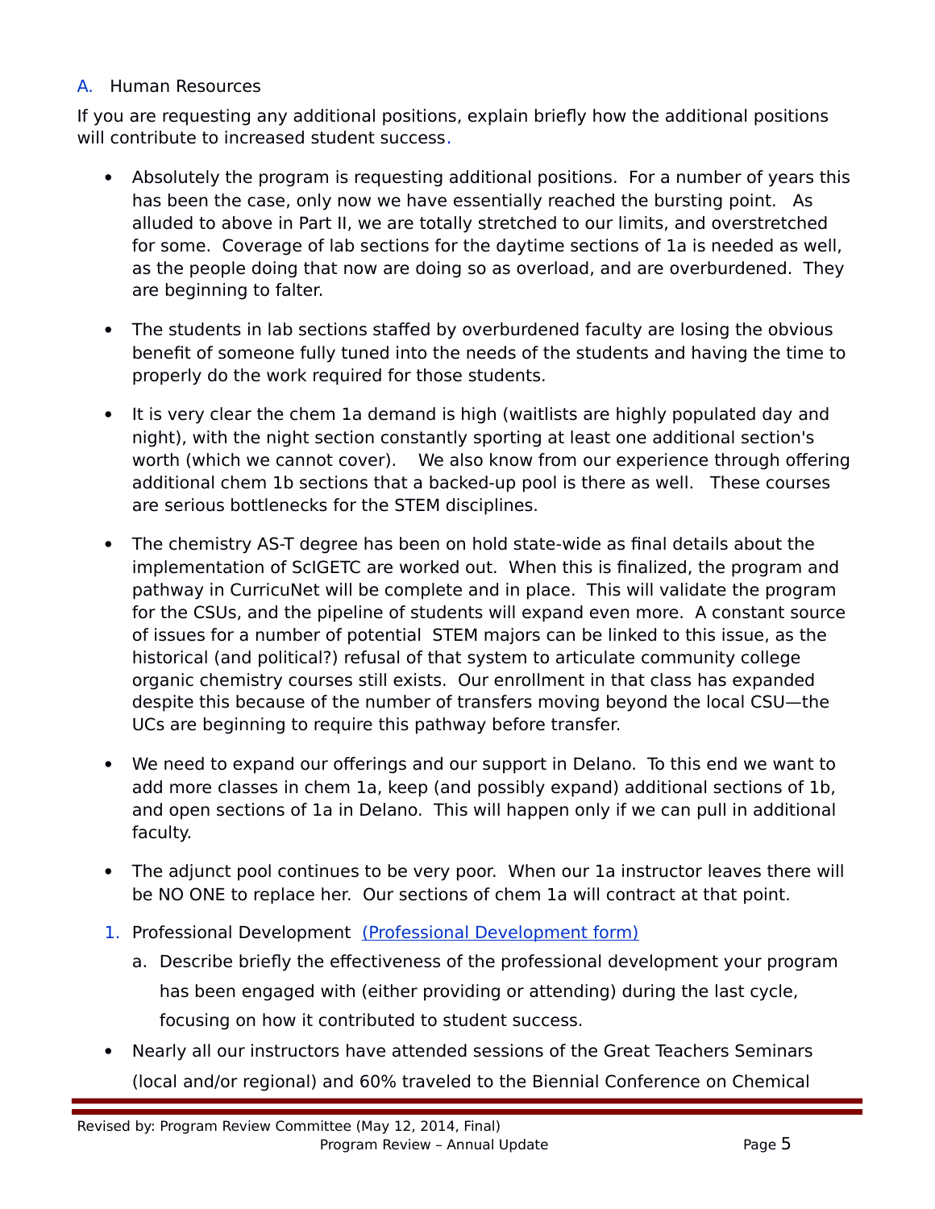## A. Human Resources

If you are requesting any additional positions, explain briefly how the additional positions will contribute to increased student success.

- Absolutely the program is requesting additional positions. For a number of years this has been the case, only now we have essentially reached the bursting point. As alluded to above in Part II, we are totally stretched to our limits, and overstretched for some. Coverage of lab sections for the daytime sections of 1a is needed as well, as the people doing that now are doing so as overload, and are overburdened. They are beginning to falter.

- The students in lab sections staffed by overburdened faculty are losing the obvious benefit of someone fully tuned into the needs of the students and having the time to properly do the work required for those students.

- It is very clear the chem 1a demand is high (waitlists are highly populated day and night), with the night section constantly sporting at least one additional section's worth (which we cannot cover). We also know from our experience through offering additional chem 1b sections that a backed-up pool is there as well. These courses are serious bottlenecks for the STEM disciplines.

- The chemistry AS-T degree has been on hold state-wide as final details about the implementation of ScIGETC are worked out. When this is finalized, the program and pathway in CurricuNet will be complete and in place. This will validate the program for the CSUs, and the pipeline of students will expand even more. A constant source of issues for a number of potential STEM majors can be linked to this issue, as the historical (and political?) refusal of that system to articulate community college organic chemistry courses still exists. Our enrollment in that class has expanded despite this because of the number of transfers moving beyond the local CSU—the UCs are beginning to require this pathway before transfer.

- We need to expand our offerings and our support in Delano. To this end we want to add more classes in chem 1a, keep (and possibly expand) additional sections of 1b, and open sections of 1a in Delano. This will happen only if we can pull in additional faculty.

- The adjunct pool continues to be very poor. When our 1a instructor leaves there will be NO ONE to replace her. Our sections of chem 1a will contract at that point.

1. Professional Development (Professional Development form)

   a. Describe briefly the effectiveness of the professional development your program has been engaged with (either providing or attending) during the last cycle, focusing on how it contributed to student success.

- Nearly all our instructors have attended sessions of the Great Teachers Seminars (local and/or regional) and 60% traveled to the Biennial Conference on Chemical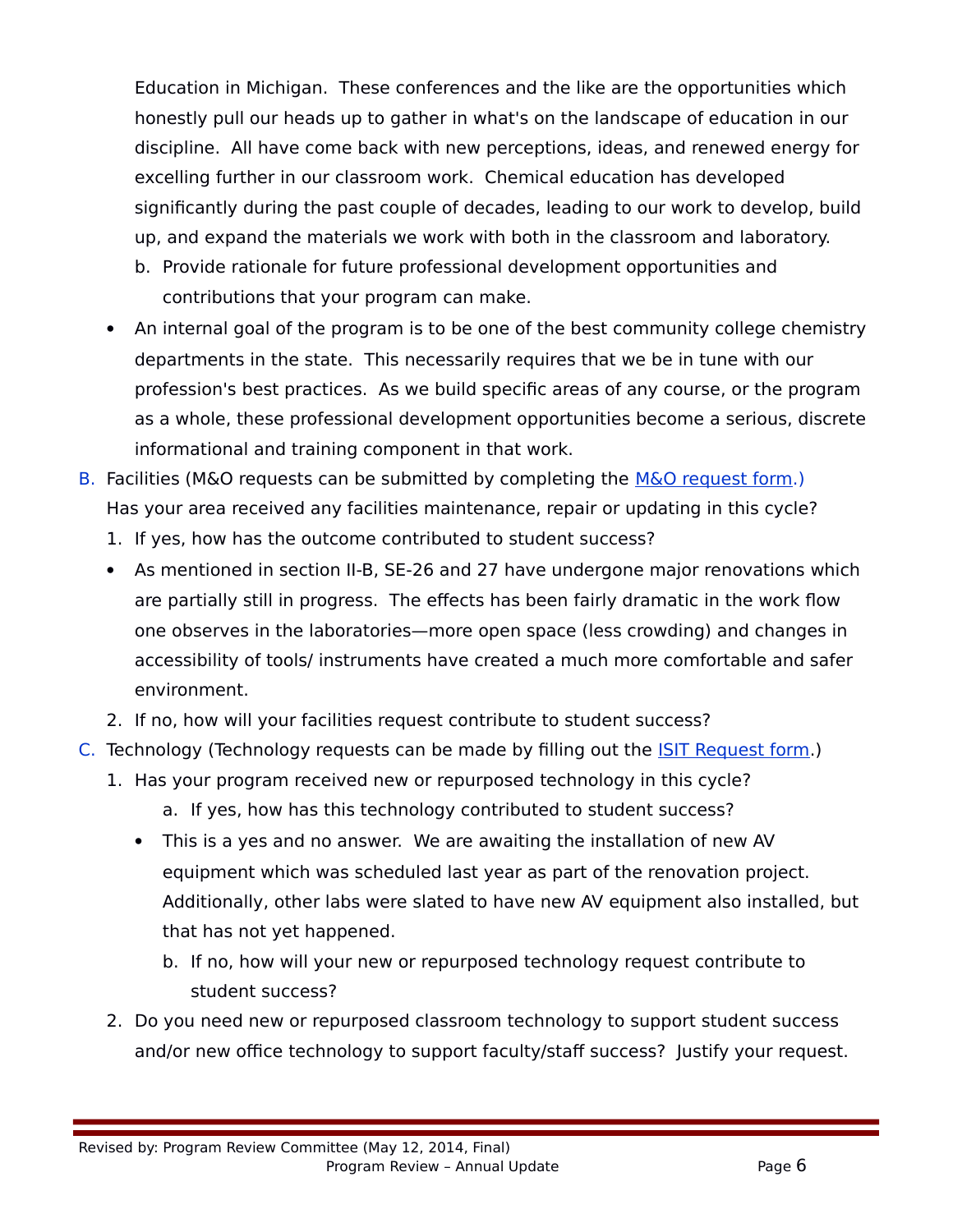Education in Michigan. These conferences and the like are the opportunities which honestly pull our heads up to gather in what's on the landscape of education in our discipline. All have come back with new perceptions, ideas, and renewed energy for excelling further in our classroom work. Chemical education has developed significantly during the past couple of decades, leading to our work to develop, build up, and expand the materials we work with both in the classroom and laboratory.

b. Provide rationale for future professional development opportunities and contributions that your program can make.

- An internal goal of the program is to be one of the best community college chemistry departments in the state. This necessarily requires that we be in tune with our profession's best practices. As we build specific areas of any course, or the program as a whole, these professional development opportunities become a serious, discrete informational and training component in that work.

B. Facilities (M&O requests can be submitted by completing the [M&O request form](#).) Has your area received any facilities maintenance, repair or updating in this cycle?

1. If yes, how has the outcome contributed to student success?

- As mentioned in section II-B, SE-26 and 27 have undergone major renovations which are partially still in progress. The effects has been fairly dramatic in the work flow one observes in the laboratories—more open space (less crowding) and changes in accessibility of tools/ instruments have created a much more comfortable and safer environment.

2. If no, how will your facilities request contribute to student success?

C. Technology (Technology requests can be made by filling out the [ISIT Request form](#).)

1. Has your program received new or repurposed technology in this cycle?
   a. If yes, how has this technology contributed to student success?
   - This is a yes and no answer. We are awaiting the installation of new AV equipment which was scheduled last year as part of the renovation project. Additionally, other labs were slated to have new AV equipment also installed, but that has not yet happened.

   b. If no, how will your new or repurposed technology request contribute to student success?

2. Do you need new or repurposed classroom technology to support student success and/or new office technology to support faculty/staff success? Justify your request.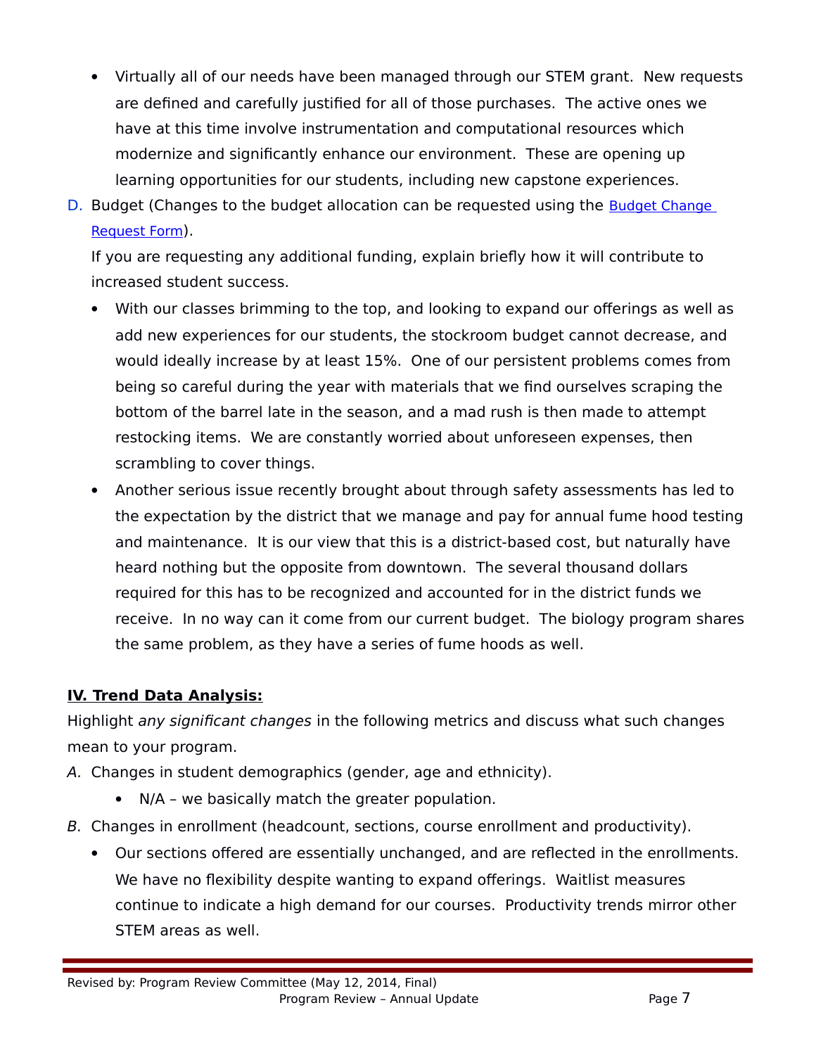- Virtually all of our needs have been managed through our STEM grant. New requests are defined and carefully justified for all of those purchases. The active ones we have at this time involve instrumentation and computational resources which modernize and significantly enhance our environment. These are opening up learning opportunities for our students, including new capstone experiences.

D. Budget (Changes to the budget allocation can be requested using the [Budget Change Request Form](Budget Change Request Form)).

If you are requesting any additional funding, explain briefly how it will contribute to increased student success.

- With our classes brimming to the top, and looking to expand our offerings as well as add new experiences for our students, the stockroom budget cannot decrease, and would ideally increase by at least 15%. One of our persistent problems comes from being so careful during the year with materials that we find ourselves scraping the bottom of the barrel late in the season, and a mad rush is then made to attempt restocking items. We are constantly worried about unforeseen expenses, then scrambling to cover things.
- Another serious issue recently brought about through safety assessments has led to the expectation by the district that we manage and pay for annual fume hood testing and maintenance. It is our view that this is a district-based cost, but naturally have heard nothing but the opposite from downtown. The several thousand dollars required for this has to be recognized and accounted for in the district funds we receive. In no way can it come from our current budget. The biology program shares the same problem, as they have a series of fume hoods as well.

## IV. Trend Data Analysis:

Highlight *any significant changes* in the following metrics and discuss what such changes mean to your program.

*A.* Changes in student demographics (gender, age and ethnicity).

- N/A – we basically match the greater population.

*B.* Changes in enrollment (headcount, sections, course enrollment and productivity).

- Our sections offered are essentially unchanged, and are reflected in the enrollments. We have no flexibility despite wanting to expand offerings. Waitlist measures continue to indicate a high demand for our courses. Productivity trends mirror other STEM areas as well.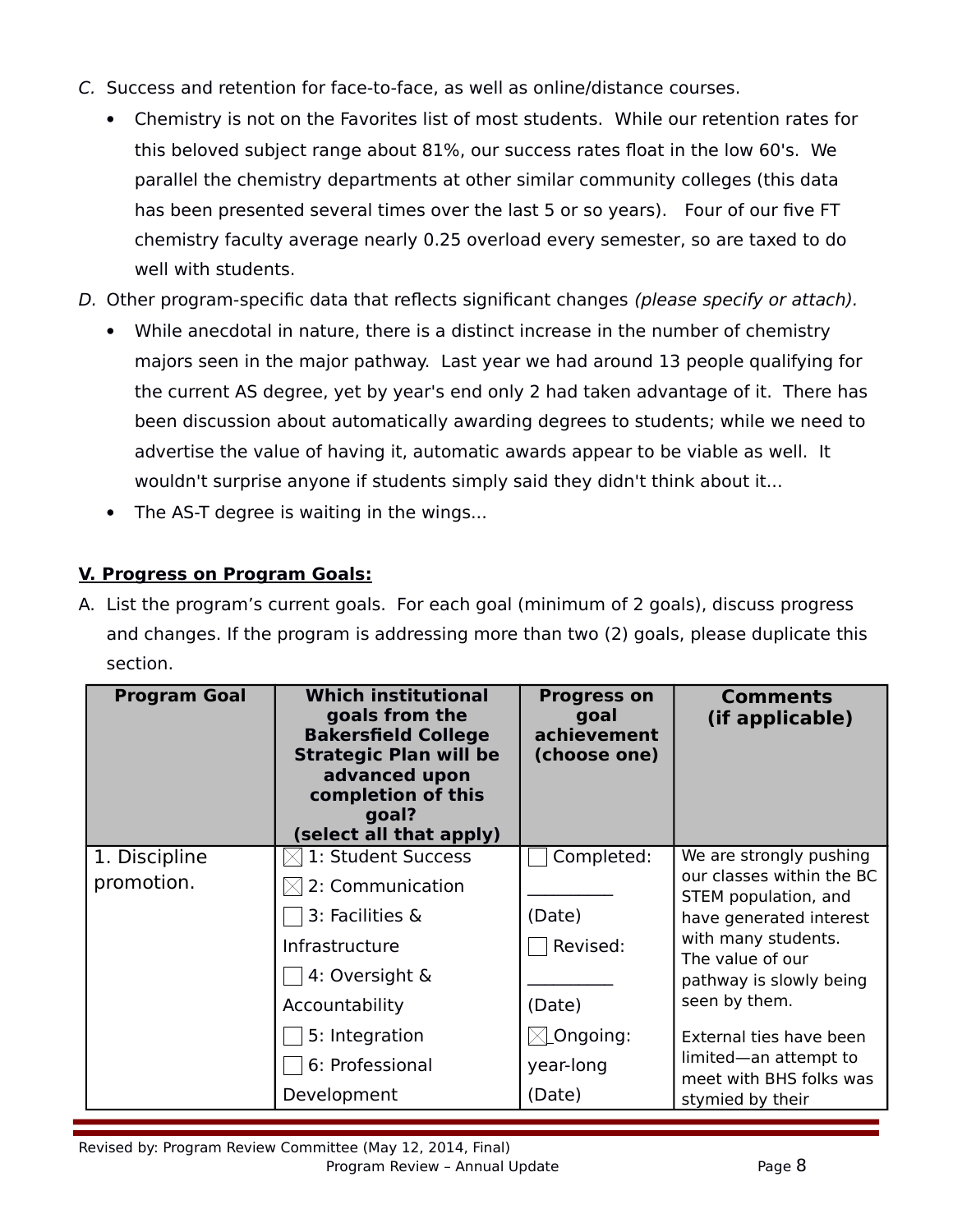*C.* Success and retention for face-to-face, as well as online/distance courses.

- Chemistry is not on the Favorites list of most students. While our retention rates for this beloved subject range about 81%, our success rates float in the low 60's. We parallel the chemistry departments at other similar community colleges (this data has been presented several times over the last 5 or so years). Four of our five FT chemistry faculty average nearly 0.25 overload every semester, so are taxed to do well with students.

*D.* Other program-specific data that reflects significant changes *(please specify or attach).*

- While anecdotal in nature, there is a distinct increase in the number of chemistry majors seen in the major pathway. Last year we had around 13 people qualifying for the current AS degree, yet by year's end only 2 had taken advantage of it. There has been discussion about automatically awarding degrees to students; while we need to advertise the value of having it, automatic awards appear to be viable as well. It wouldn't surprise anyone if students simply said they didn't think about it...
- The AS-T degree is waiting in the wings...

## V. Progress on Program Goals:

A. List the program's current goals. For each goal (minimum of 2 goals), discuss progress and changes. If the program is addressing more than two (2) goals, please duplicate this section.

| Program Goal | Which institutional goals from the Bakersfield College Strategic Plan will be advanced upon completion of this goal? (select all that apply) | Progress on goal achievement (choose one) | Comments (if applicable) |
|---|---|---|---|
| 1. Discipline promotion. | ☒ 1: Student Success<br>☒ 2: Communication<br>☐ 3: Facilities & Infrastructure<br>☐ 4: Oversight & Accountability<br>☐ 5: Integration<br>☐ 6: Professional Development | ☐ Completed: __________ (Date)<br>☐ Revised: __________ (Date)<br>☒ Ongoing: year-long (Date) | We are strongly pushing our classes within the BC STEM population, and have generated interest with many students. The value of our pathway is slowly being seen by them.<br><br>External ties have been limited—an attempt to meet with BHS folks was stymied by their |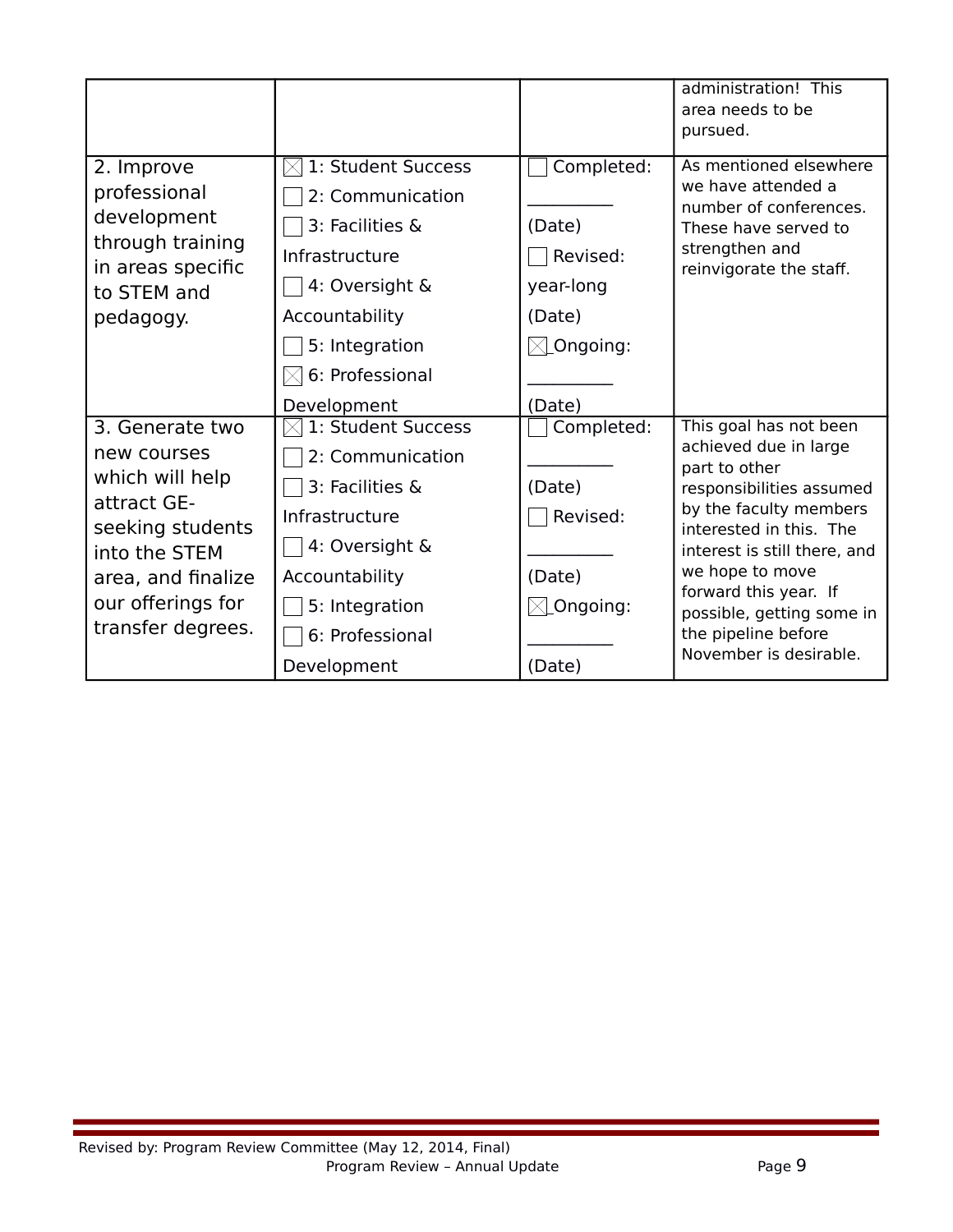| | | | |
|---|---|---|---|
| | | | administration! This area needs to be pursued. |
| 2. Improve professional development through training in areas specific to STEM and pedagogy. | ☒ 1: Student Success<br>☐ 2: Communication<br>☐ 3: Facilities & Infrastructure<br>☐ 4: Oversight & Accountability<br>☐ 5: Integration<br>☒ 6: Professional Development | ☐ Completed: __________ (Date)<br>☐ Revised: year-long (Date)<br>☒ Ongoing: __________ (Date) | As mentioned elsewhere we have attended a number of conferences. These have served to strengthen and reinvigorate the staff. |
| 3. Generate two new courses which will help attract GE-seeking students into the STEM area, and finalize our offerings for transfer degrees. | ☒ 1: Student Success<br>☐ 2: Communication<br>☐ 3: Facilities & Infrastructure<br>☐ 4: Oversight & Accountability<br>☐ 5: Integration<br>☐ 6: Professional Development | ☐ Completed: __________ (Date)<br>☐ Revised: __________ (Date)<br>☒ Ongoing: __________ (Date) | This goal has not been achieved due in large part to other responsibilities assumed by the faculty members interested in this. The interest is still there, and we hope to move forward this year. If possible, getting some in the pipeline before November is desirable. |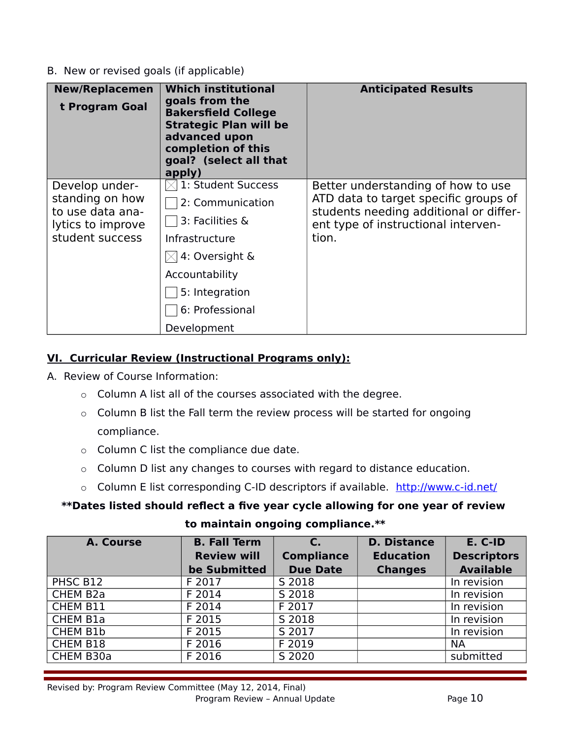B. New or revised goals (if applicable)

| New/Replacement Program Goal | Which institutional goals from the Bakersfield College Strategic Plan will be advanced upon completion of this goal? (select all that apply) | Anticipated Results |
|---|---|---|
| Develop understanding on how to use data analytics to improve student success | ☒ 1: Student Success<br>☐ 2: Communication<br>☐ 3: Facilities & Infrastructure<br>☒ 4: Oversight & Accountability<br>☐ 5: Integration<br>☐ 6: Professional Development | Better understanding of how to use ATD data to target specific groups of students needing additional or different type of instructional intervention. |

## VI. Curricular Review (Instructional Programs only):

A. Review of Course Information:

- Column A list all of the courses associated with the degree.
- Column B list the Fall term the review process will be started for ongoing compliance.
- Column C list the compliance due date.
- Column D list any changes to courses with regard to distance education.
- Column E list corresponding C-ID descriptors if available. http://www.c-id.net/

**\*\*Dates listed should reflect a five year cycle allowing for one year of review to maintain ongoing compliance.\*\***

| A. Course | B. Fall Term Review will be Submitted | C. Compliance Due Date | D. Distance Education Changes | E. C-ID Descriptors Available |
|---|---|---|---|---|
| PHSC B12 | F 2017 | S 2018 | | In revision |
| CHEM B2a | F 2014 | S 2018 | | In revision |
| CHEM B11 | F 2014 | F 2017 | | In revision |
| CHEM B1a | F 2015 | S 2018 | | In revision |
| CHEM B1b | F 2015 | S 2017 | | In revision |
| CHEM B18 | F 2016 | F 2019 | | NA |
| CHEM B30a | F 2016 | S 2020 | | submitted |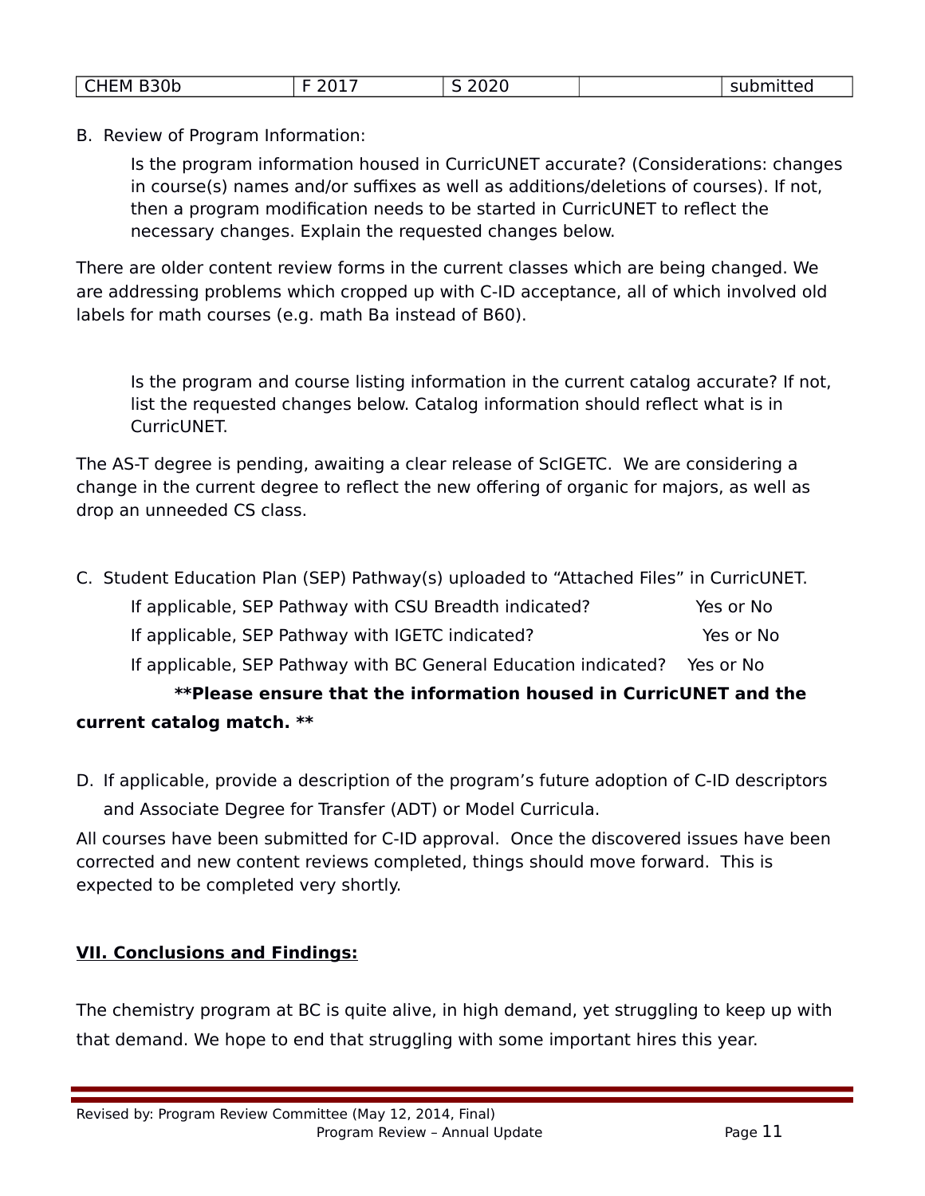| CHEM B30b | F 2017 | S 2020 | | submitted |
|---|---|---|---|---|

B. Review of Program Information:

> Is the program information housed in CurricUNET accurate? (Considerations: changes in course(s) names and/or suffixes as well as additions/deletions of courses). If not, then a program modification needs to be started in CurricUNET to reflect the necessary changes. Explain the requested changes below.

There are older content review forms in the current classes which are being changed. We are addressing problems which cropped up with C-ID acceptance, all of which involved old labels for math courses (e.g. math Ba instead of B60).

> Is the program and course listing information in the current catalog accurate? If not, list the requested changes below. Catalog information should reflect what is in CurricUNET.

The AS-T degree is pending, awaiting a clear release of ScIGETC. We are considering a change in the current degree to reflect the new offering of organic for majors, as well as drop an unneeded CS class.

C. Student Education Plan (SEP) Pathway(s) uploaded to "Attached Files" in CurricUNET.

> If applicable, SEP Pathway with CSU Breadth indicated? Yes or No
>
> If applicable, SEP Pathway with IGETC indicated? Yes or No
>
> If applicable, SEP Pathway with BC General Education indicated? Yes or No

**\*\*Please ensure that the information housed in CurricUNET and the current catalog match. \*\***

D. If applicable, provide a description of the program's future adoption of C-ID descriptors and Associate Degree for Transfer (ADT) or Model Curricula.

All courses have been submitted for C-ID approval. Once the discovered issues have been corrected and new content reviews completed, things should move forward. This is expected to be completed very shortly.

## VII. Conclusions and Findings:

The chemistry program at BC is quite alive, in high demand, yet struggling to keep up with that demand. We hope to end that struggling with some important hires this year.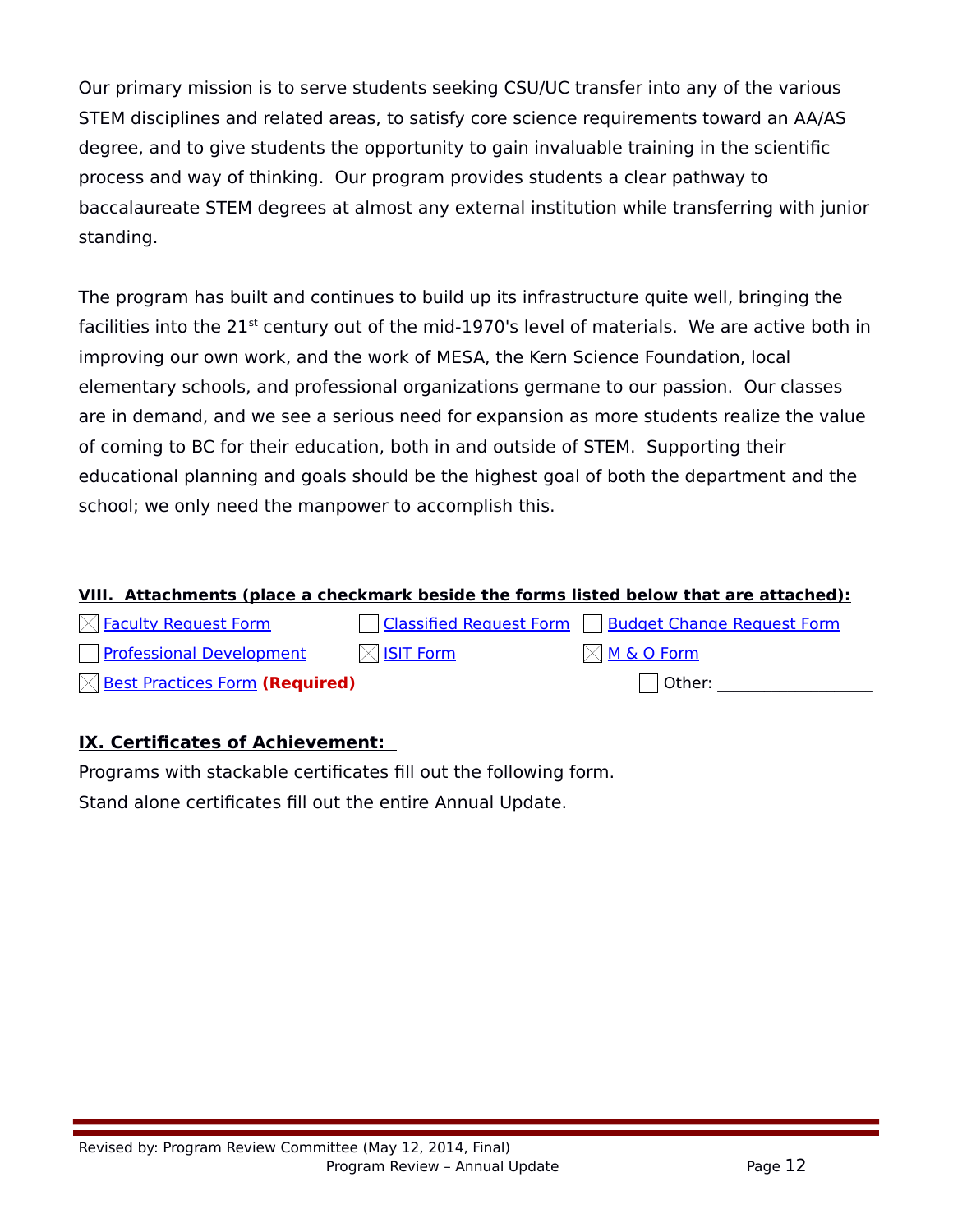Our primary mission is to serve students seeking CSU/UC transfer into any of the various STEM disciplines and related areas, to satisfy core science requirements toward an AA/AS degree, and to give students the opportunity to gain invaluable training in the scientific process and way of thinking. Our program provides students a clear pathway to baccalaureate STEM degrees at almost any external institution while transferring with junior standing.

The program has built and continues to build up its infrastructure quite well, bringing the facilities into the 21st century out of the mid-1970's level of materials. We are active both in improving our own work, and the work of MESA, the Kern Science Foundation, local elementary schools, and professional organizations germane to our passion. Our classes are in demand, and we see a serious need for expansion as more students realize the value of coming to BC for their education, both in and outside of STEM. Supporting their educational planning and goals should be the highest goal of both the department and the school; we only need the manpower to accomplish this.

**VIII. Attachments (place a checkmark beside the forms listed below that are attached):**

- [x] Faculty Request Form
- [ ] Classified Request Form
- [ ] Budget Change Request Form
- [ ] Professional Development
- [x] ISIT Form
- [x] M & O Form
- [x] Best Practices Form **(Required)**
- [ ] Other: ___________________

**IX. Certificates of Achievement:**

Programs with stackable certificates fill out the following form.

Stand alone certificates fill out the entire Annual Update.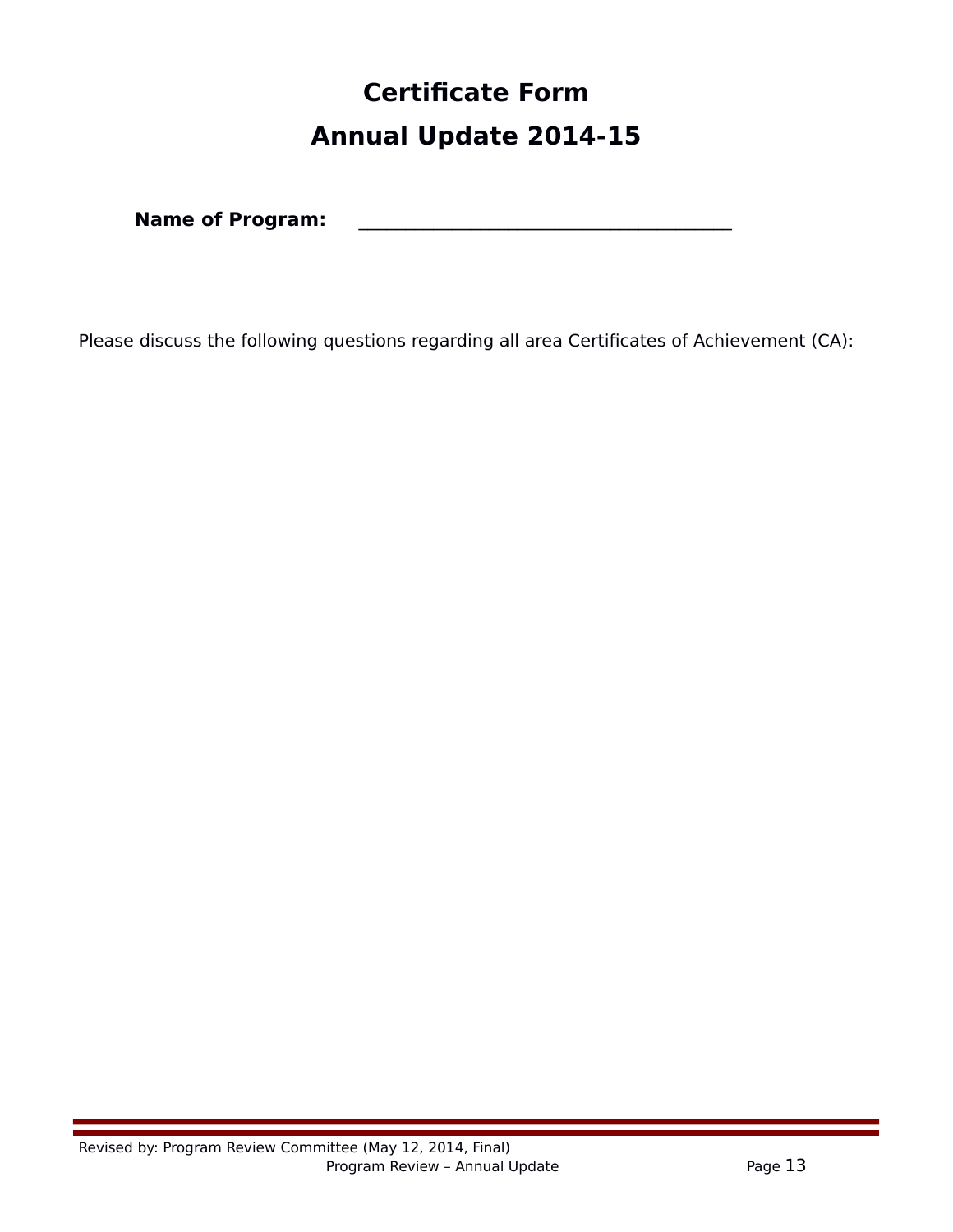# Certificate Form

# Annual Update 2014-15

**Name of Program:** ______________________________________

Please discuss the following questions regarding all area Certificates of Achievement (CA):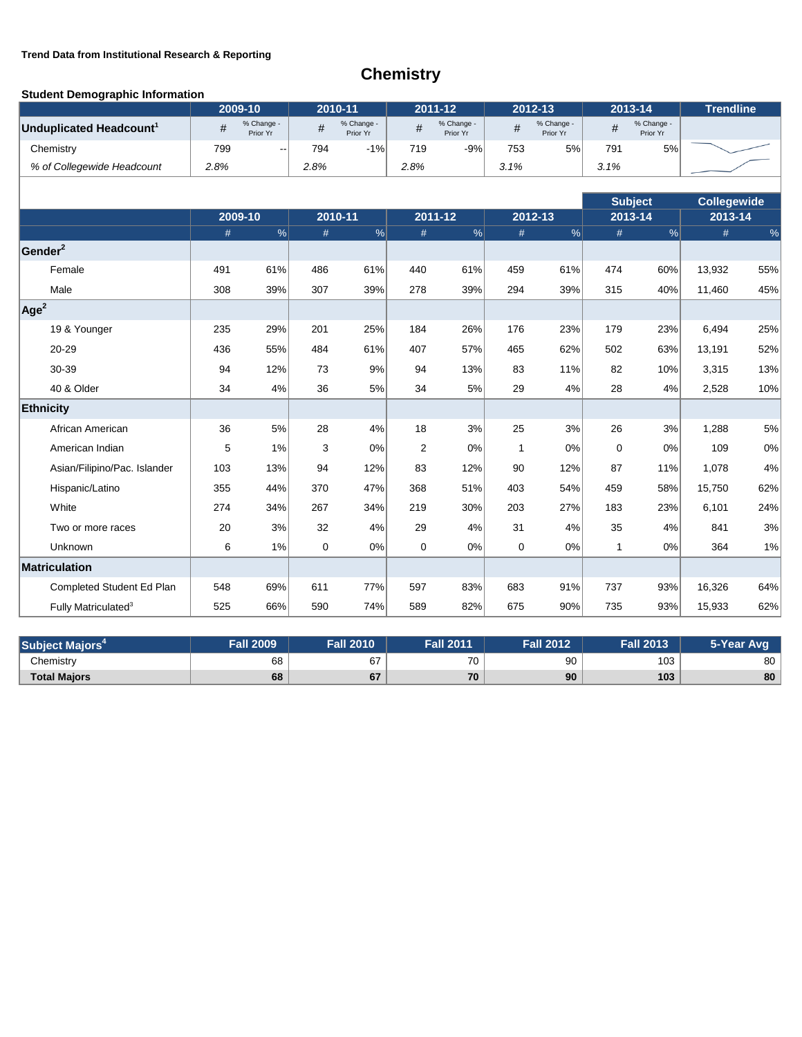Trend Data from Institutional Research & Reporting

# Chemistry

**Student Demographic Information**

| | 2009-10 | | 2010-11 | | 2011-12 | | 2012-13 | | 2013-14 | | Trendline |
|---|---|---|---|---|---|---|---|---|---|---|---|
| **Unduplicated Headcount**[1] | # | % Change - Prior Yr | # | % Change - Prior Yr | # | % Change - Prior Yr | # | % Change - Prior Yr | # | % Change - Prior Yr | |
| Chemistry | 799 | -- | 794 | -1% | 719 | -9% | 753 | 5% | 791 | 5% | |
| *% of Collegewide Headcount* | *2.8%* | | *2.8%* | | *2.8%* | | *3.1%* | | *3.1%* | | |

| | 2009-10 | | 2010-11 | | 2011-12 | | 2012-13 | | Subject 2013-14 | | Collegewide 2013-14 | |
|---|---|---|---|---|---|---|---|---|---|---|---|---|
| | # | % | # | % | # | % | # | % | # | % | # | % |
| **Gender**[2] | | | | | | | | | | | | |
| Female | 491 | 61% | 486 | 61% | 440 | 61% | 459 | 61% | 474 | 60% | 13,932 | 55% |
| Male | 308 | 39% | 307 | 39% | 278 | 39% | 294 | 39% | 315 | 40% | 11,460 | 45% |
| **Age**[2] | | | | | | | | | | | | |
| 19 & Younger | 235 | 29% | 201 | 25% | 184 | 26% | 176 | 23% | 179 | 23% | 6,494 | 25% |
| 20-29 | 436 | 55% | 484 | 61% | 407 | 57% | 465 | 62% | 502 | 63% | 13,191 | 52% |
| 30-39 | 94 | 12% | 73 | 9% | 94 | 13% | 83 | 11% | 82 | 10% | 3,315 | 13% |
| 40 & Older | 34 | 4% | 36 | 5% | 34 | 5% | 29 | 4% | 28 | 4% | 2,528 | 10% |
| **Ethnicity** | | | | | | | | | | | | |
| African American | 36 | 5% | 28 | 4% | 18 | 3% | 25 | 3% | 26 | 3% | 1,288 | 5% |
| American Indian | 5 | 1% | 3 | 0% | 2 | 0% | 1 | 0% | 0 | 0% | 109 | 0% |
| Asian/Filipino/Pac. Islander | 103 | 13% | 94 | 12% | 83 | 12% | 90 | 12% | 87 | 11% | 1,078 | 4% |
| Hispanic/Latino | 355 | 44% | 370 | 47% | 368 | 51% | 403 | 54% | 459 | 58% | 15,750 | 62% |
| White | 274 | 34% | 267 | 34% | 219 | 30% | 203 | 27% | 183 | 23% | 6,101 | 24% |
| Two or more races | 20 | 3% | 32 | 4% | 29 | 4% | 31 | 4% | 35 | 4% | 841 | 3% |
| Unknown | 6 | 1% | 0 | 0% | 0 | 0% | 0 | 0% | 1 | 0% | 364 | 1% |
| **Matriculation** | | | | | | | | | | | | |
| Completed Student Ed Plan | 548 | 69% | 611 | 77% | 597 | 83% | 683 | 91% | 737 | 93% | 16,326 | 64% |
| Fully Matriculated[3] | 525 | 66% | 590 | 74% | 589 | 82% | 675 | 90% | 735 | 93% | 15,933 | 62% |

| Subject Majors[4] | Fall 2009 | Fall 2010 | Fall 2011 | Fall 2012 | Fall 2013 | 5-Year Avg |
|---|---|---|---|---|---|---|
| Chemistry | 68 | 67 | 70 | 90 | 103 | 80 |
| **Total Majors** | **68** | **67** | **70** | **90** | **103** | **80** |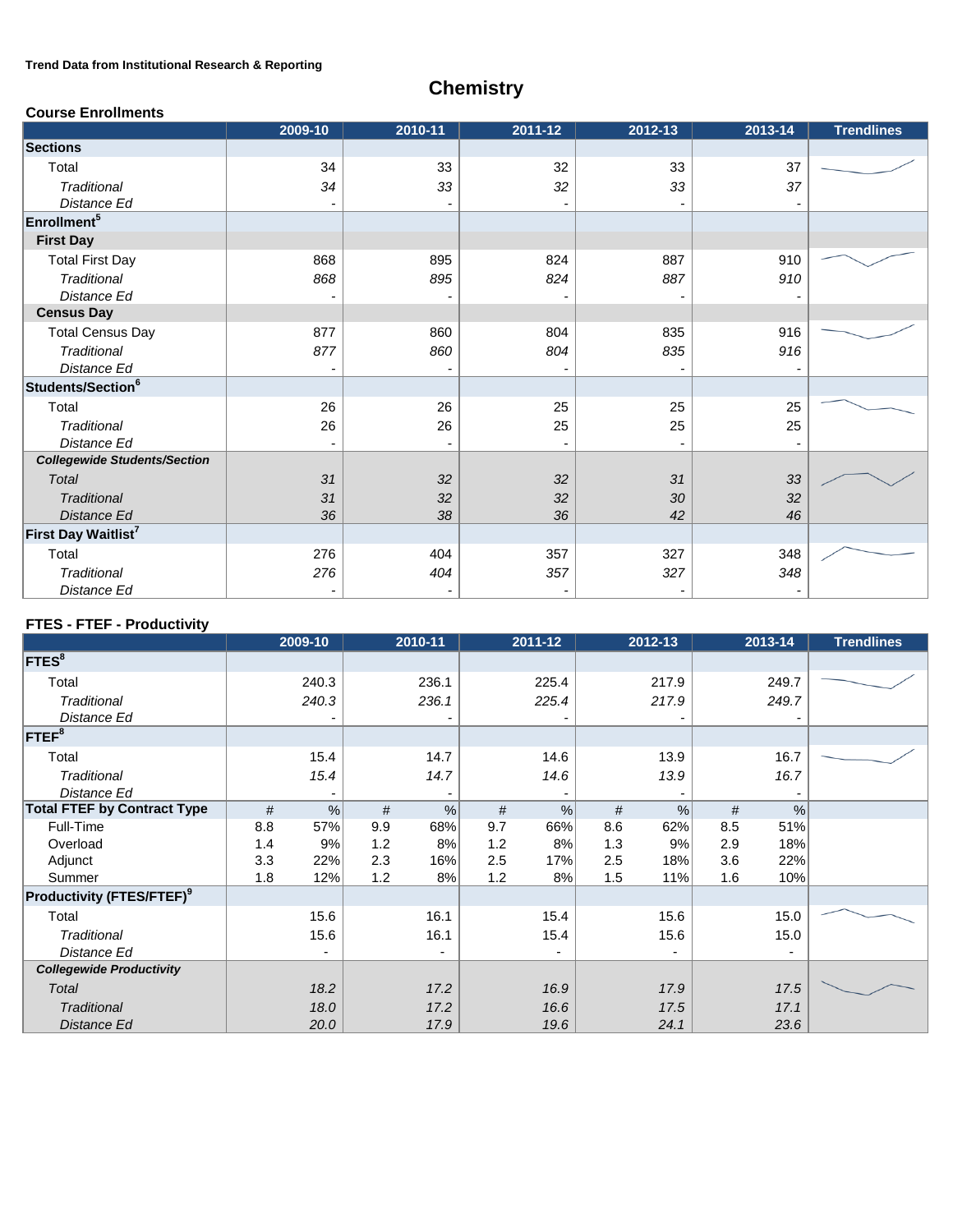Trend Data from Institutional Research & Reporting

# Chemistry

## Course Enrollments

| | 2009-10 | 2010-11 | 2011-12 | 2012-13 | 2013-14 | Trendlines |
|---|---|---|---|---|---|---|
| **Sections** | | | | | | |
| Total | 34 | 33 | 32 | 33 | 37 | |
| *Traditional* | *34* | *33* | *32* | *33* | *37* | |
| *Distance Ed* | - | - | - | - | - | |
| **Enrollment[5]** | | | | | | |
| **First Day** | | | | | | |
| Total First Day | 868 | 895 | 824 | 887 | 910 | |
| *Traditional* | *868* | *895* | *824* | *887* | *910* | |
| *Distance Ed* | - | - | - | - | - | |
| **Census Day** | | | | | | |
| Total Census Day | 877 | 860 | 804 | 835 | 916 | |
| *Traditional* | *877* | *860* | *804* | *835* | *916* | |
| *Distance Ed* | - | - | - | - | - | |
| **Students/Section[6]** | | | | | | |
| Total | 26 | 26 | 25 | 25 | 25 | |
| *Traditional* | 26 | 26 | 25 | 25 | 25 | |
| *Distance Ed* | - | - | - | - | - | |
| ***Collegewide Students/Section*** | | | | | | |
| *Total* | *31* | *32* | *32* | *31* | *33* | |
| *Traditional* | *31* | *32* | *32* | *30* | *32* | |
| *Distance Ed* | *36* | *38* | *36* | *42* | *46* | |
| **First Day Waitlist[7]** | | | | | | |
| Total | 276 | 404 | 357 | 327 | 348 | |
| *Traditional* | *276* | *404* | *357* | *327* | *348* | |
| *Distance Ed* | - | - | - | - | - | |

## FTES - FTEF - Productivity

| | 2009-10 | | 2010-11 | | 2011-12 | | 2012-13 | | 2013-14 | | Trendlines |
|---|---|---|---|---|---|---|---|---|---|---|---|
| **FTES[8]** | | | | | | | | | | | |
| Total | | 240.3 | | 236.1 | | 225.4 | | 217.9 | | 249.7 | |
| *Traditional* | | *240.3* | | *236.1* | | *225.4* | | *217.9* | | *249.7* | |
| *Distance Ed* | | - | | - | | - | | - | | - | |
| **FTEF[8]** | | | | | | | | | | | |
| Total | | 15.4 | | 14.7 | | 14.6 | | 13.9 | | 16.7 | |
| *Traditional* | | *15.4* | | *14.7* | | *14.6* | | *13.9* | | *16.7* | |
| *Distance Ed* | | - | | - | | - | | - | | - | |
| **Total FTEF by Contract Type** | # | % | # | % | # | % | # | % | # | % | |
| Full-Time | 8.8 | 57% | 9.9 | 68% | 9.7 | 66% | 8.6 | 62% | 8.5 | 51% | |
| Overload | 1.4 | 9% | 1.2 | 8% | 1.2 | 8% | 1.3 | 9% | 2.9 | 18% | |
| Adjunct | 3.3 | 22% | 2.3 | 16% | 2.5 | 17% | 2.5 | 18% | 3.6 | 22% | |
| Summer | 1.8 | 12% | 1.2 | 8% | 1.2 | 8% | 1.5 | 11% | 1.6 | 10% | |
| **Productivity (FTES/FTEF)[9]** | | | | | | | | | | | |
| Total | | 15.6 | | 16.1 | | 15.4 | | 15.6 | | 15.0 | |
| *Traditional* | | 15.6 | | 16.1 | | 15.4 | | 15.6 | | 15.0 | |
| *Distance Ed* | | - | | - | | - | | - | | - | |
| ***Collegewide Productivity*** | | | | | | | | | | | |
| *Total* | | *18.2* | | *17.2* | | *16.9* | | *17.9* | | *17.5* | |
| *Traditional* | | *18.0* | | *17.2* | | *16.6* | | *17.5* | | *17.1* | |
| *Distance Ed* | | *20.0* | | *17.9* | | *19.6* | | *24.1* | | *23.6* | |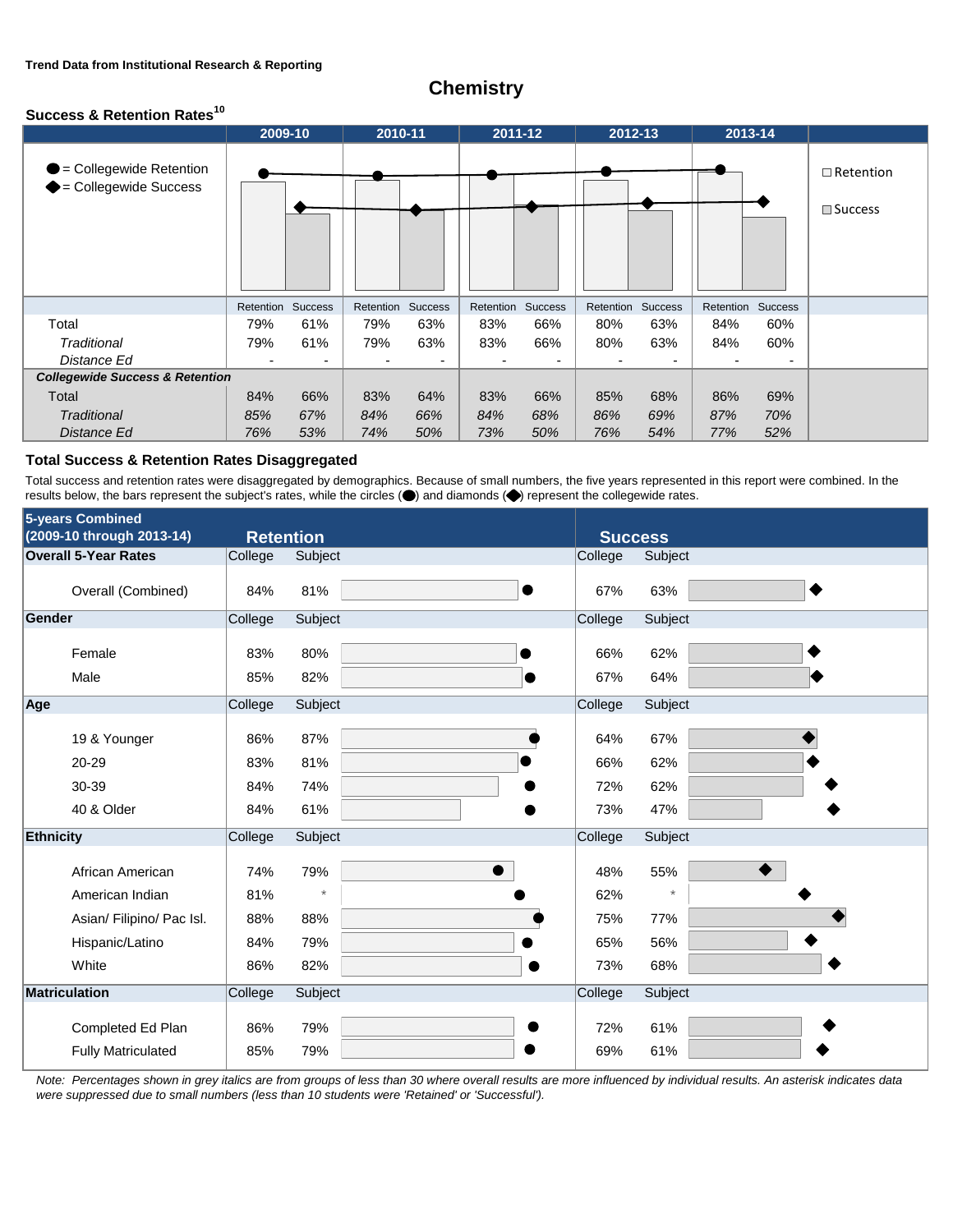Trend Data from Institutional Research & Reporting

# Chemistry

## Success & Retention Rates[10]

● = Collegewide Retention
◆ = Collegewide Success

□ Retention
□ Success

| | 2009-10 | | 2010-11 | | 2011-12 | | 2012-13 | | 2013-14 | |
|---|---|---|---|---|---|---|---|---|---|---|
| | Retention | Success | Retention | Success | Retention | Success | Retention | Success | Retention | Success |
| Total | 79% | 61% | 79% | 63% | 83% | 66% | 80% | 63% | 84% | 60% |
| *Traditional* | 79% | 61% | 79% | 63% | 83% | 66% | 80% | 63% | 84% | 60% |
| *Distance Ed* | - | - | - | - | - | - | - | - | - | - |
| ***Collegewide Success & Retention*** | | | | | | | | | | |
| Total | 84% | 66% | 83% | 64% | 83% | 66% | 85% | 68% | 86% | 69% |
| *Traditional* | *85%* | *67%* | *84%* | *66%* | *84%* | *68%* | *86%* | *69%* | *87%* | *70%* |
| *Distance Ed* | *76%* | *53%* | *74%* | *50%* | *73%* | *50%* | *76%* | *54%* | *77%* | *52%* |

## Total Success & Retention Rates Disaggregated

Total success and retention rates were disaggregated by demographics. Because of small numbers, the five years represented in this report were combined. In the results below, the bars represent the subject's rates, while the circles (●) and diamonds (◆) represent the collegewide rates.

| 5-years Combined (2009-10 through 2013-14) | Retention | | Success | |
|---|---|---|---|---|
| **Overall 5-Year Rates** | College | Subject | College | Subject |
| Overall (Combined) | 84% | 81% | 67% | 63% |
| **Gender** | College | Subject | College | Subject |
| Female | 83% | 80% | 66% | 62% |
| Male | 85% | 82% | 67% | 64% |
| **Age** | College | Subject | College | Subject |
| 19 & Younger | 86% | 87% | 64% | 67% |
| 20-29 | 83% | 81% | 66% | 62% |
| 30-39 | 84% | 74% | 72% | 62% |
| 40 & Older | 84% | 61% | 73% | 47% |
| **Ethnicity** | College | Subject | College | Subject |
| African American | 74% | 79% | 48% | 55% |
| American Indian | 81% | * | 62% | * |
| Asian/ Filipino/ Pac Isl. | 88% | 88% | 75% | 77% |
| Hispanic/Latino | 84% | 79% | 65% | 56% |
| White | 86% | 82% | 73% | 68% |
| **Matriculation** | College | Subject | College | Subject |
| Completed Ed Plan | 86% | 79% | 72% | 61% |
| Fully Matriculated | 85% | 79% | 69% | 61% |

*Note: Percentages shown in grey italics are from groups of less than 30 where overall results are more influenced by individual results. An asterisk indicates data were suppressed due to small numbers (less than 10 students were 'Retained' or 'Successful').*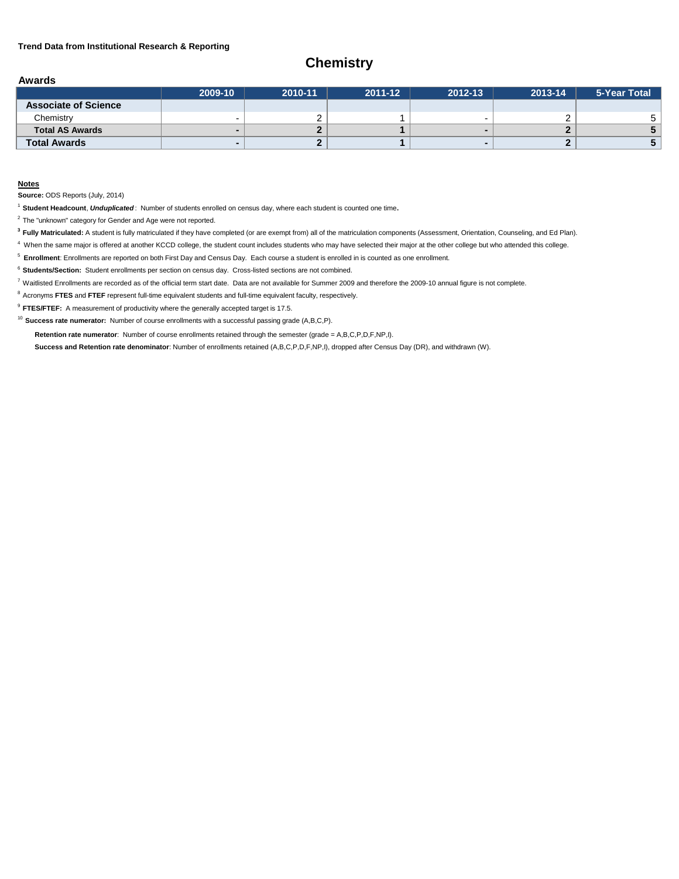**Trend Data from Institutional Research & Reporting**

# Chemistry

## Awards

| | 2009-10 | 2010-11 | 2011-12 | 2012-13 | 2013-14 | 5-Year Total |
|---|---|---|---|---|---|---|
| **Associate of Science** | | | | | | |
| Chemistry | - | 2 | 1 | - | 2 | 5 |
| **Total AS Awards** | **-** | **2** | **1** | **-** | **2** | **5** |
| **Total Awards** | **-** | **2** | **1** | **-** | **2** | **5** |

**Notes**

**Source:** ODS Reports (July, 2014)

[1] **Student Headcount**, ***Unduplicated*** : Number of students enrolled on census day, where each student is counted one time.

[2] The "unknown" category for Gender and Age were not reported.

[3] **Fully Matriculated:** A student is fully matriculated if they have completed (or are exempt from) all of the matriculation components (Assessment, Orientation, Counseling, and Ed Plan).

[4] When the same major is offered at another KCCD college, the student count includes students who may have selected their major at the other college but who attended this college.

[5] **Enrollment**: Enrollments are reported on both First Day and Census Day. Each course a student is enrolled in is counted as one enrollment.

[6] **Students/Section:** Student enrollments per section on census day. Cross-listed sections are not combined.

[7] Waitlisted Enrollments are recorded as of the official term start date. Data are not available for Summer 2009 and therefore the 2009-10 annual figure is not complete.

[8] Acronyms **FTES** and **FTEF** represent full-time equivalent students and full-time equivalent faculty, respectively.

[9] **FTES/FTEF:** A measurement of productivity where the generally accepted target is 17.5.

[10] **Success rate numerator:** Number of course enrollments with a successful passing grade (A,B,C,P).

**Retention rate numerator**: Number of course enrollments retained through the semester (grade = A,B,C,P,D,F,NP,I).

**Success and Retention rate denominator**: Number of enrollments retained (A,B,C,P,D,F,NP,I), dropped after Census Day (DR), and withdrawn (W).